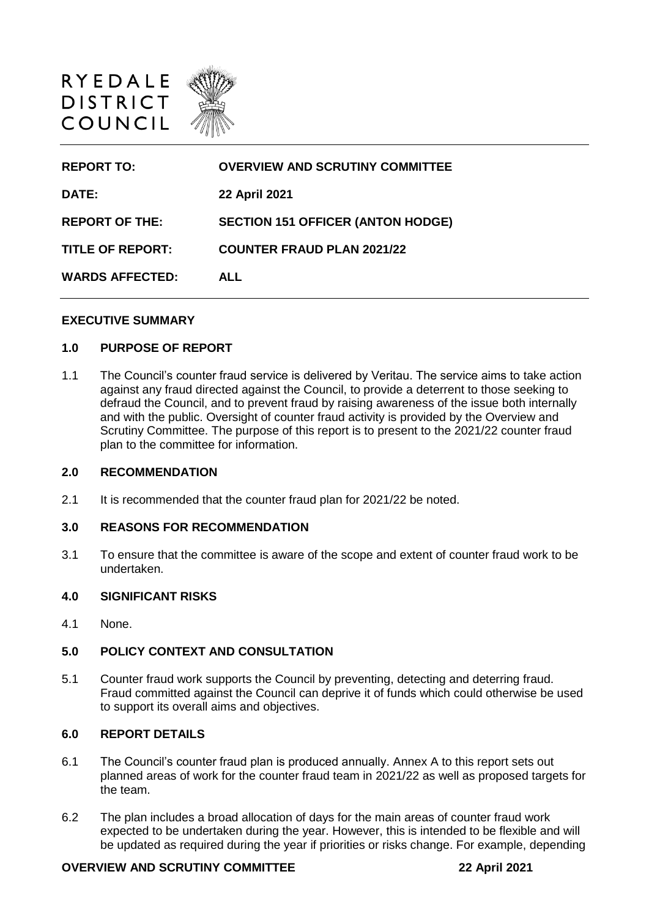RYEDALE DISTRICT COUNCIL

| | |
|---|---|
| **REPORT TO:** | **OVERVIEW AND SCRUTINY COMMITTEE** |
| **DATE:** | **22 April 2021** |
| **REPORT OF THE:** | **SECTION 151 OFFICER (ANTON HODGE)** |
| **TITLE OF REPORT:** | **COUNTER FRAUD PLAN 2021/22** |
| **WARDS AFFECTED:** | **ALL** |

## EXECUTIVE SUMMARY

### 1.0 PURPOSE OF REPORT

1.1 The Council's counter fraud service is delivered by Veritau. The service aims to take action against any fraud directed against the Council, to provide a deterrent to those seeking to defraud the Council, and to prevent fraud by raising awareness of the issue both internally and with the public. Oversight of counter fraud activity is provided by the Overview and Scrutiny Committee. The purpose of this report is to present to the 2021/22 counter fraud plan to the committee for information.

### 2.0 RECOMMENDATION

2.1 It is recommended that the counter fraud plan for 2021/22 be noted.

### 3.0 REASONS FOR RECOMMENDATION

3.1 To ensure that the committee is aware of the scope and extent of counter fraud work to be undertaken.

### 4.0 SIGNIFICANT RISKS

4.1 None.

### 5.0 POLICY CONTEXT AND CONSULTATION

5.1 Counter fraud work supports the Council by preventing, detecting and deterring fraud. Fraud committed against the Council can deprive it of funds which could otherwise be used to support its overall aims and objectives.

### 6.0 REPORT DETAILS

6.1 The Council's counter fraud plan is produced annually. Annex A to this report sets out planned areas of work for the counter fraud team in 2021/22 as well as proposed targets for the team.

6.2 The plan includes a broad allocation of days for the main areas of counter fraud work expected to be undertaken during the year. However, this is intended to be flexible and will be updated as required during the year if priorities or risks change. For example, depending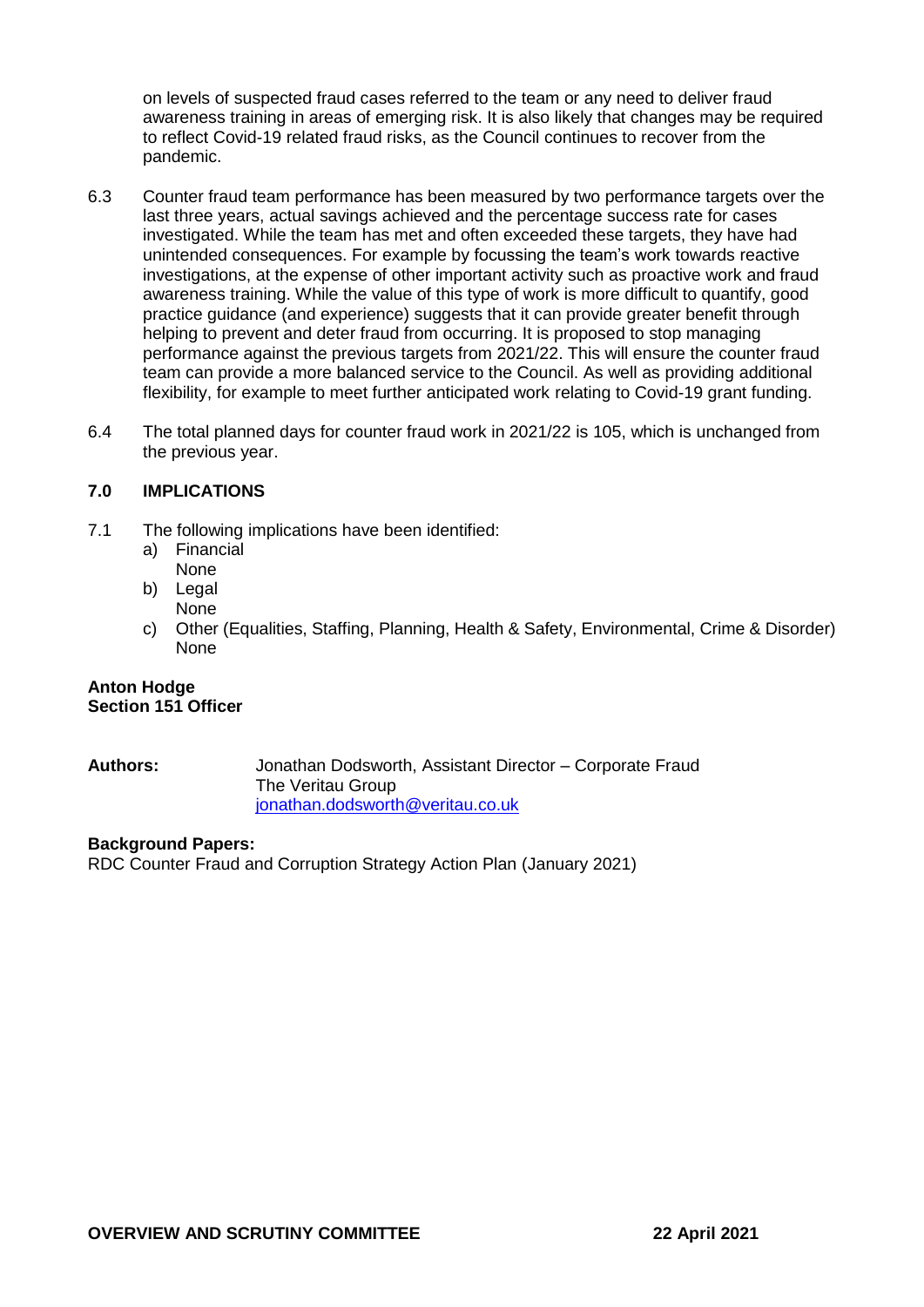on levels of suspected fraud cases referred to the team or any need to deliver fraud awareness training in areas of emerging risk. It is also likely that changes may be required to reflect Covid-19 related fraud risks, as the Council continues to recover from the pandemic.

6.3 Counter fraud team performance has been measured by two performance targets over the last three years, actual savings achieved and the percentage success rate for cases investigated. While the team has met and often exceeded these targets, they have had unintended consequences. For example by focussing the team's work towards reactive investigations, at the expense of other important activity such as proactive work and fraud awareness training. While the value of this type of work is more difficult to quantify, good practice guidance (and experience) suggests that it can provide greater benefit through helping to prevent and deter fraud from occurring. It is proposed to stop managing performance against the previous targets from 2021/22. This will ensure the counter fraud team can provide a more balanced service to the Council. As well as providing additional flexibility, for example to meet further anticipated work relating to Covid-19 grant funding.

6.4 The total planned days for counter fraud work in 2021/22 is 105, which is unchanged from the previous year.

## 7.0 IMPLICATIONS

7.1 The following implications have been identified:

a) Financial
   None
b) Legal
   None
c) Other (Equalities, Staffing, Planning, Health & Safety, Environmental, Crime & Disorder)
   None

**Anton Hodge**
**Section 151 Officer**

**Authors:** Jonathan Dodsworth, Assistant Director – Corporate Fraud
The Veritau Group
jonathan.dodsworth@veritau.co.uk

**Background Papers:**
RDC Counter Fraud and Corruption Strategy Action Plan (January 2021)